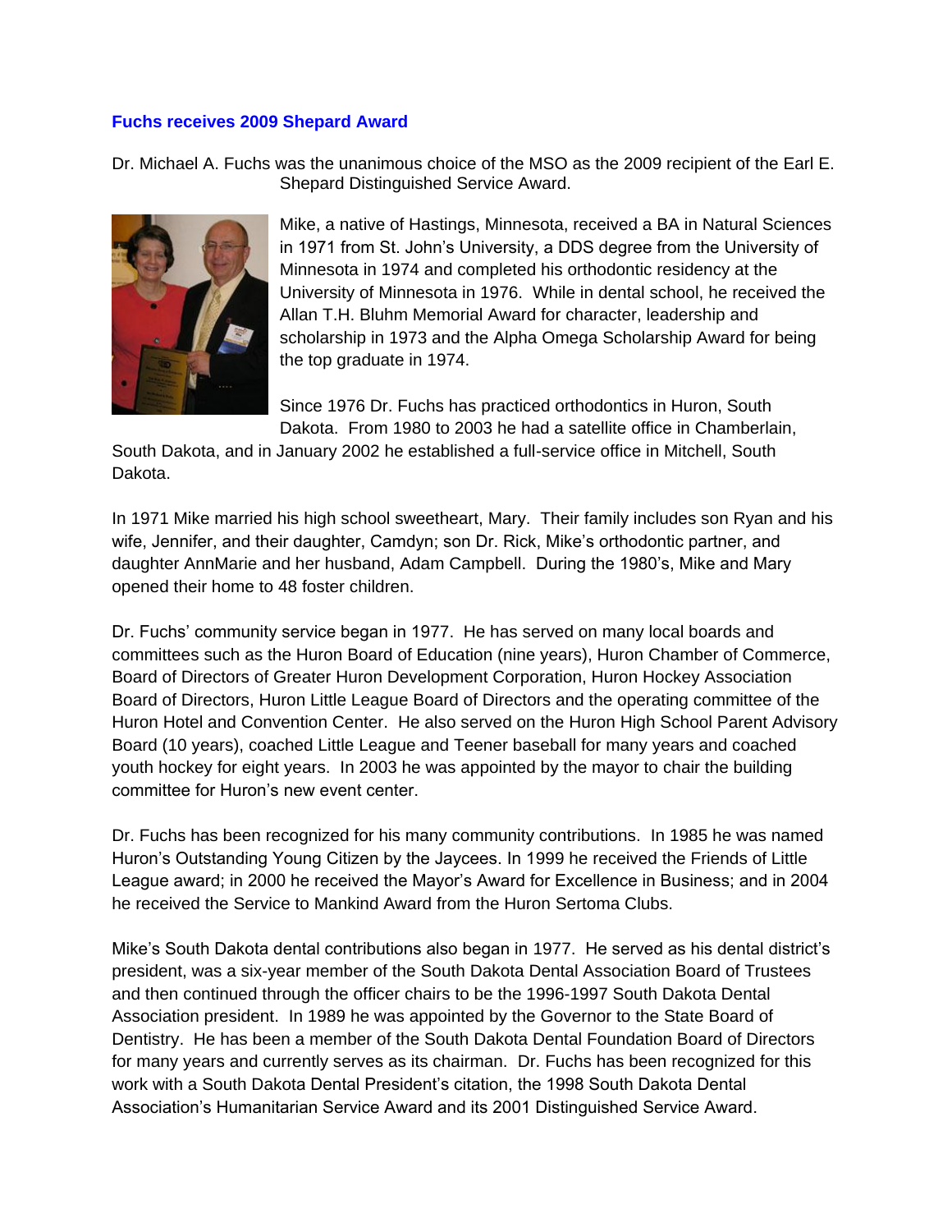## Fuchs receives 2009 Shepard Award

Dr. Michael A. Fuchs was the unanimous choice of the MSO as the 2009 recipient of the Earl E. Shepard Distinguished Service Award.

Mike, a native of Hastings, Minnesota, received a BA in Natural Sciences in 1971 from St. John's University, a DDS degree from the University of Minnesota in 1974 and completed his orthodontic residency at the University of Minnesota in 1976. While in dental school, he received the Allan T.H. Bluhm Memorial Award for character, leadership and scholarship in 1973 and the Alpha Omega Scholarship Award for being the top graduate in 1974.

Since 1976 Dr. Fuchs has practiced orthodontics in Huron, South Dakota. From 1980 to 2003 he had a satellite office in Chamberlain, South Dakota, and in January 2002 he established a full-service office in Mitchell, South Dakota.

In 1971 Mike married his high school sweetheart, Mary. Their family includes son Ryan and his wife, Jennifer, and their daughter, Camdyn; son Dr. Rick, Mike's orthodontic partner, and daughter AnnMarie and her husband, Adam Campbell. During the 1980's, Mike and Mary opened their home to 48 foster children.

Dr. Fuchs' community service began in 1977. He has served on many local boards and committees such as the Huron Board of Education (nine years), Huron Chamber of Commerce, Board of Directors of Greater Huron Development Corporation, Huron Hockey Association Board of Directors, Huron Little League Board of Directors and the operating committee of the Huron Hotel and Convention Center. He also served on the Huron High School Parent Advisory Board (10 years), coached Little League and Teener baseball for many years and coached youth hockey for eight years. In 2003 he was appointed by the mayor to chair the building committee for Huron's new event center.

Dr. Fuchs has been recognized for his many community contributions. In 1985 he was named Huron's Outstanding Young Citizen by the Jaycees. In 1999 he received the Friends of Little League award; in 2000 he received the Mayor's Award for Excellence in Business; and in 2004 he received the Service to Mankind Award from the Huron Sertoma Clubs.

Mike's South Dakota dental contributions also began in 1977. He served as his dental district's president, was a six-year member of the South Dakota Dental Association Board of Trustees and then continued through the officer chairs to be the 1996-1997 South Dakota Dental Association president. In 1989 he was appointed by the Governor to the State Board of Dentistry. He has been a member of the South Dakota Dental Foundation Board of Directors for many years and currently serves as its chairman. Dr. Fuchs has been recognized for this work with a South Dakota Dental President's citation, the 1998 South Dakota Dental Association's Humanitarian Service Award and its 2001 Distinguished Service Award.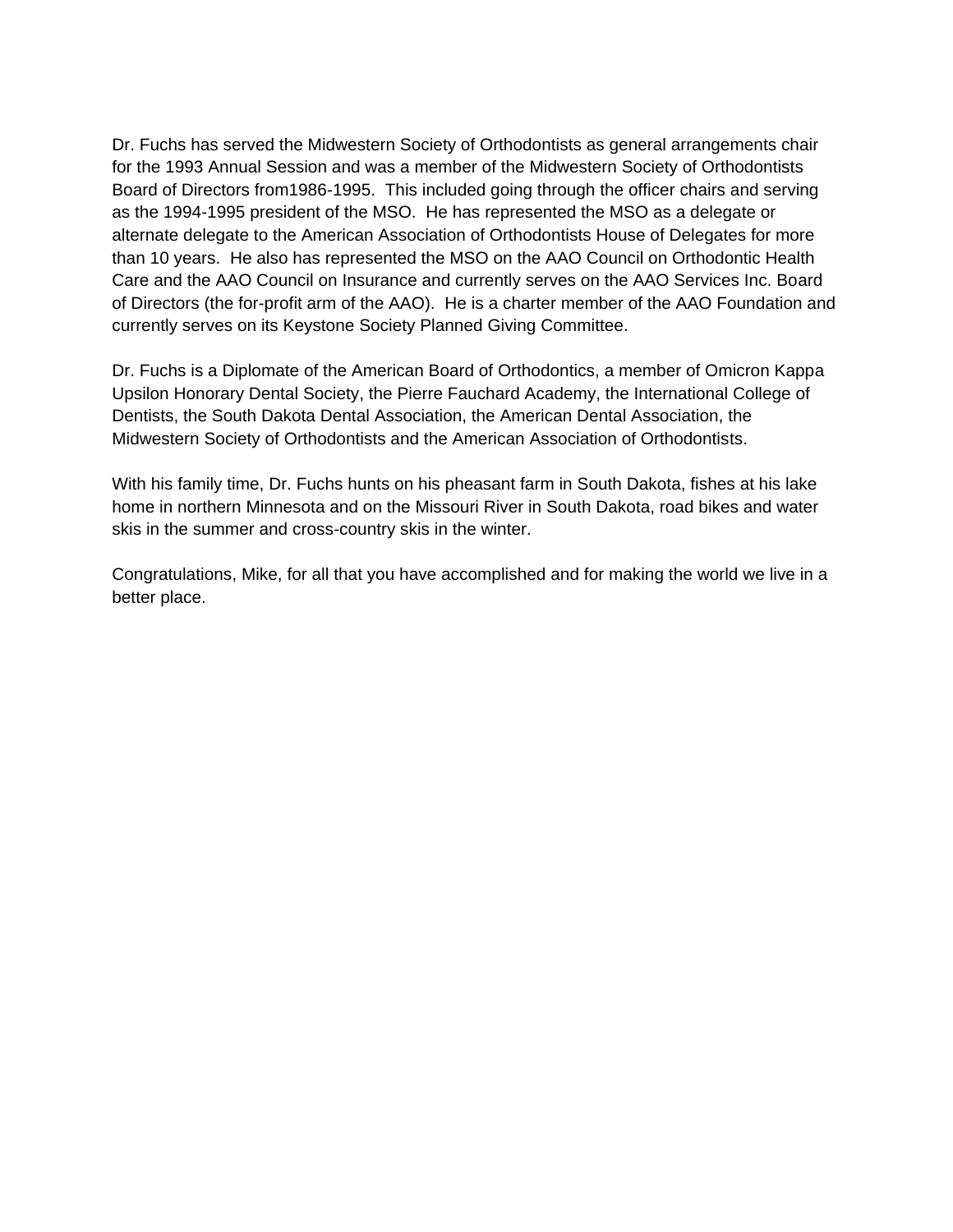Dr. Fuchs has served the Midwestern Society of Orthodontists as general arrangements chair for the 1993 Annual Session and was a member of the Midwestern Society of Orthodontists Board of Directors from1986-1995. This included going through the officer chairs and serving as the 1994-1995 president of the MSO. He has represented the MSO as a delegate or alternate delegate to the American Association of Orthodontists House of Delegates for more than 10 years. He also has represented the MSO on the AAO Council on Orthodontic Health Care and the AAO Council on Insurance and currently serves on the AAO Services Inc. Board of Directors (the for-profit arm of the AAO). He is a charter member of the AAO Foundation and currently serves on its Keystone Society Planned Giving Committee.

Dr. Fuchs is a Diplomate of the American Board of Orthodontics, a member of Omicron Kappa Upsilon Honorary Dental Society, the Pierre Fauchard Academy, the International College of Dentists, the South Dakota Dental Association, the American Dental Association, the Midwestern Society of Orthodontists and the American Association of Orthodontists.

With his family time, Dr. Fuchs hunts on his pheasant farm in South Dakota, fishes at his lake home in northern Minnesota and on the Missouri River in South Dakota, road bikes and water skis in the summer and cross-country skis in the winter.

Congratulations, Mike, for all that you have accomplished and for making the world we live in a better place.